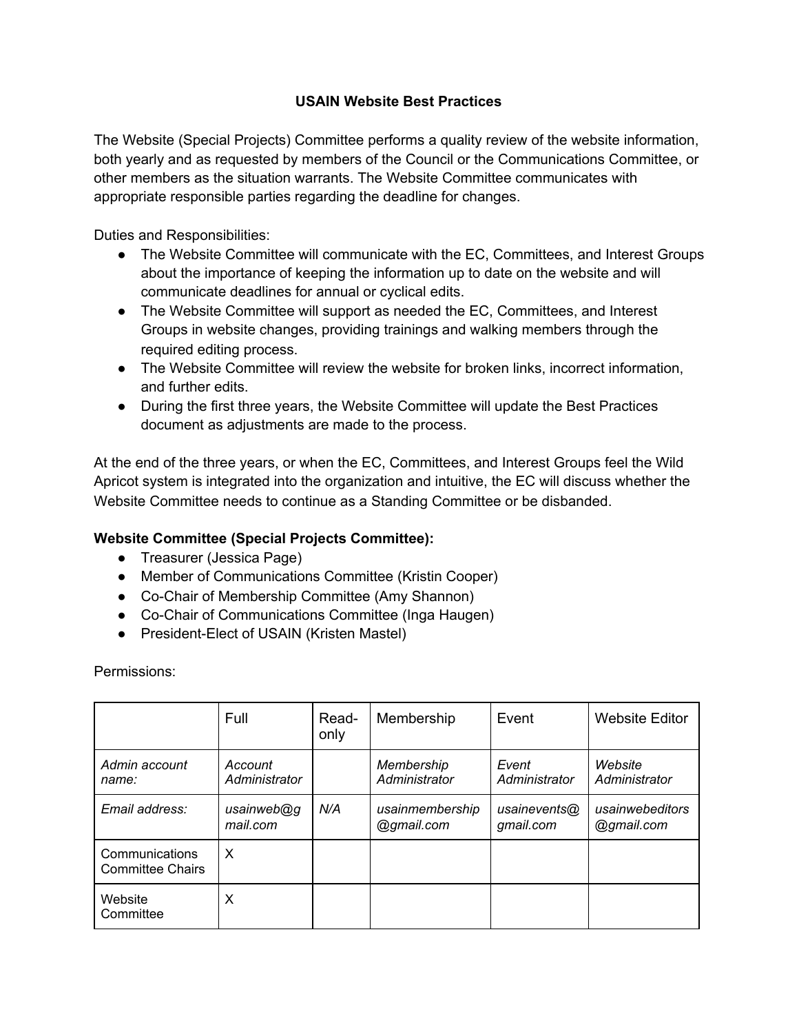# USAIN Website Best Practices

The Website (Special Projects) Committee performs a quality review of the website information, both yearly and as requested by members of the Council or the Communications Committee, or other members as the situation warrants. The Website Committee communicates with appropriate responsible parties regarding the deadline for changes.

Duties and Responsibilities:

- The Website Committee will communicate with the EC, Committees, and Interest Groups about the importance of keeping the information up to date on the website and will communicate deadlines for annual or cyclical edits.
- The Website Committee will support as needed the EC, Committees, and Interest Groups in website changes, providing trainings and walking members through the required editing process.
- The Website Committee will review the website for broken links, incorrect information, and further edits.
- During the first three years, the Website Committee will update the Best Practices document as adjustments are made to the process.

At the end of the three years, or when the EC, Committees, and Interest Groups feel the Wild Apricot system is integrated into the organization and intuitive, the EC will discuss whether the Website Committee needs to continue as a Standing Committee or be disbanded.

**Website Committee (Special Projects Committee):**

- Treasurer (Jessica Page)
- Member of Communications Committee (Kristin Cooper)
- Co-Chair of Membership Committee (Amy Shannon)
- Co-Chair of Communications Committee (Inga Haugen)
- President-Elect of USAIN (Kristen Mastel)

Permissions:

| | Full | Read-only | Membership | Event | Website Editor |
|---|---|---|---|---|---|
| *Admin account name:* | *Account Administrator* | | *Membership Administrator* | *Event Administrator* | *Website Administrator* |
| *Email address:* | *usainweb@gmail.com* | *N/A* | *usainmembership@gmail.com* | *usainevents@gmail.com* | *usainwebeditors@gmail.com* |
| Communications Committee Chairs | X | | | | |
| Website Committee | X | | | | |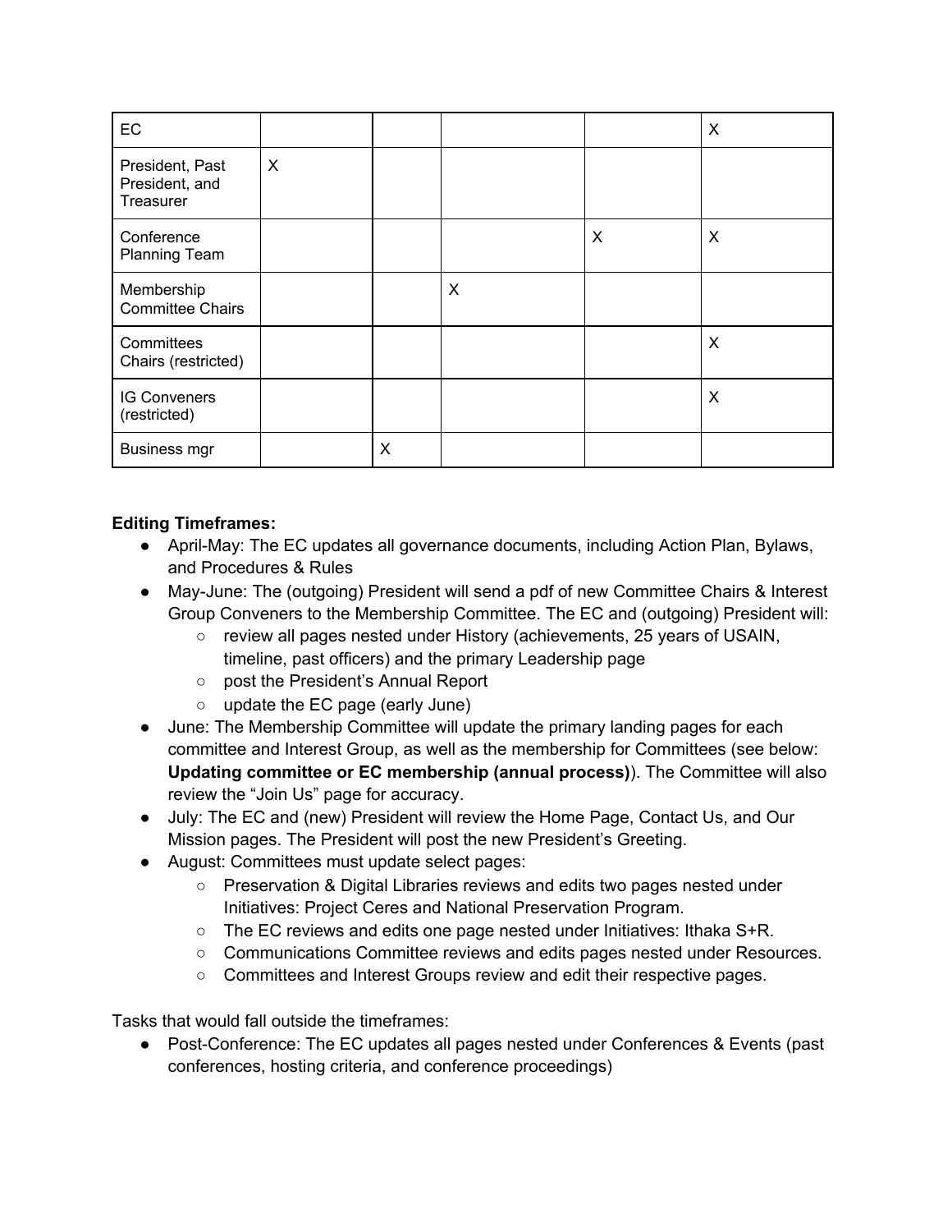| | | | | | |
|---|---|---|---|---|---|
| EC | | | | | X |
| President, Past President, and Treasurer | X | | | | |
| Conference Planning Team | | | | X | X |
| Membership Committee Chairs | | | X | | |
| Committees Chairs (restricted) | | | | | X |
| IG Conveners (restricted) | | | | | X |
| Business mgr | | X | | | |

**Editing Timeframes:**

- April-May: The EC updates all governance documents, including Action Plan, Bylaws, and Procedures & Rules
- May-June: The (outgoing) President will send a pdf of new Committee Chairs & Interest Group Conveners to the Membership Committee. The EC and (outgoing) President will:
  - review all pages nested under History (achievements, 25 years of USAIN, timeline, past officers) and the primary Leadership page
  - post the President's Annual Report
  - update the EC page (early June)
- June: The Membership Committee will update the primary landing pages for each committee and Interest Group, as well as the membership for Committees (see below: **Updating committee or EC membership (annual process)**). The Committee will also review the "Join Us" page for accuracy.
- July: The EC and (new) President will review the Home Page, Contact Us, and Our Mission pages. The President will post the new President's Greeting.
- August: Committees must update select pages:
  - Preservation & Digital Libraries reviews and edits two pages nested under Initiatives: Project Ceres and National Preservation Program.
  - The EC reviews and edits one page nested under Initiatives: Ithaka S+R.
  - Communications Committee reviews and edits pages nested under Resources.
  - Committees and Interest Groups review and edit their respective pages.

Tasks that would fall outside the timeframes:

- Post-Conference: The EC updates all pages nested under Conferences & Events (past conferences, hosting criteria, and conference proceedings)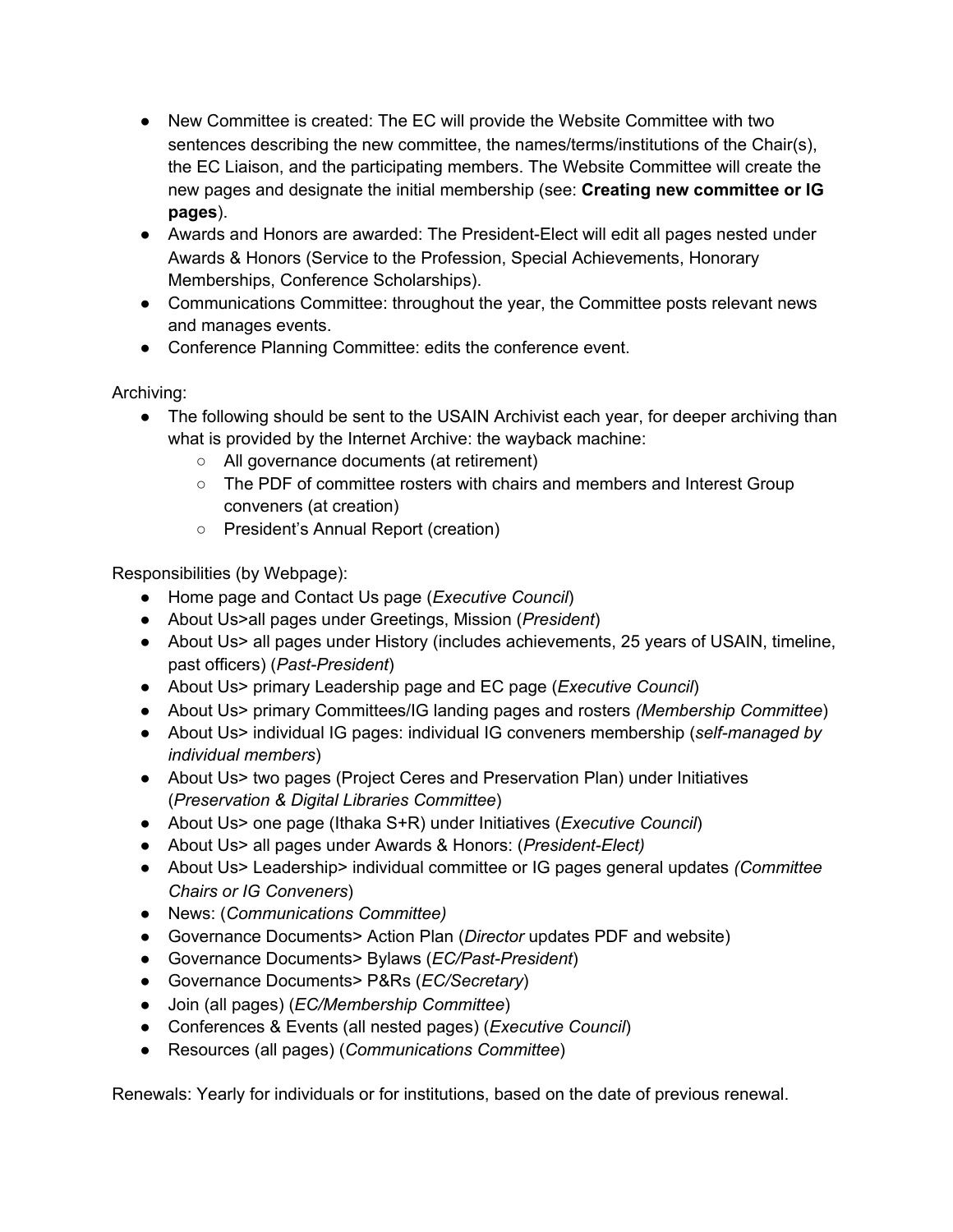- New Committee is created: The EC will provide the Website Committee with two sentences describing the new committee, the names/terms/institutions of the Chair(s), the EC Liaison, and the participating members. The Website Committee will create the new pages and designate the initial membership (see: **Creating new committee or IG pages**).
- Awards and Honors are awarded: The President-Elect will edit all pages nested under Awards & Honors (Service to the Profession, Special Achievements, Honorary Memberships, Conference Scholarships).
- Communications Committee: throughout the year, the Committee posts relevant news and manages events.
- Conference Planning Committee: edits the conference event.

Archiving:

- The following should be sent to the USAIN Archivist each year, for deeper archiving than what is provided by the Internet Archive: the wayback machine:
  - All governance documents (at retirement)
  - The PDF of committee rosters with chairs and members and Interest Group conveners (at creation)
  - President's Annual Report (creation)

Responsibilities (by Webpage):

- Home page and Contact Us page (*Executive Council*)
- About Us>all pages under Greetings, Mission (*President*)
- About Us> all pages under History (includes achievements, 25 years of USAIN, timeline, past officers) (*Past-President*)
- About Us> primary Leadership page and EC page (*Executive Council*)
- About Us> primary Committees/IG landing pages and rosters *(Membership Committee*)
- About Us> individual IG pages: individual IG conveners membership (*self-managed by individual members*)
- About Us> two pages (Project Ceres and Preservation Plan) under Initiatives (*Preservation & Digital Libraries Committee*)
- About Us> one page (Ithaka S+R) under Initiatives (*Executive Council*)
- About Us> all pages under Awards & Honors: (*President-Elect)*
- About Us> Leadership> individual committee or IG pages general updates *(Committee Chairs or IG Conveners*)
- News: (*Communications Committee)*
- Governance Documents> Action Plan (*Director* updates PDF and website)
- Governance Documents> Bylaws (*EC/Past-President*)
- Governance Documents> P&Rs (*EC/Secretary*)
- Join (all pages) (*EC/Membership Committee*)
- Conferences & Events (all nested pages) (*Executive Council*)
- Resources (all pages) (*Communications Committee*)

Renewals: Yearly for individuals or for institutions, based on the date of previous renewal.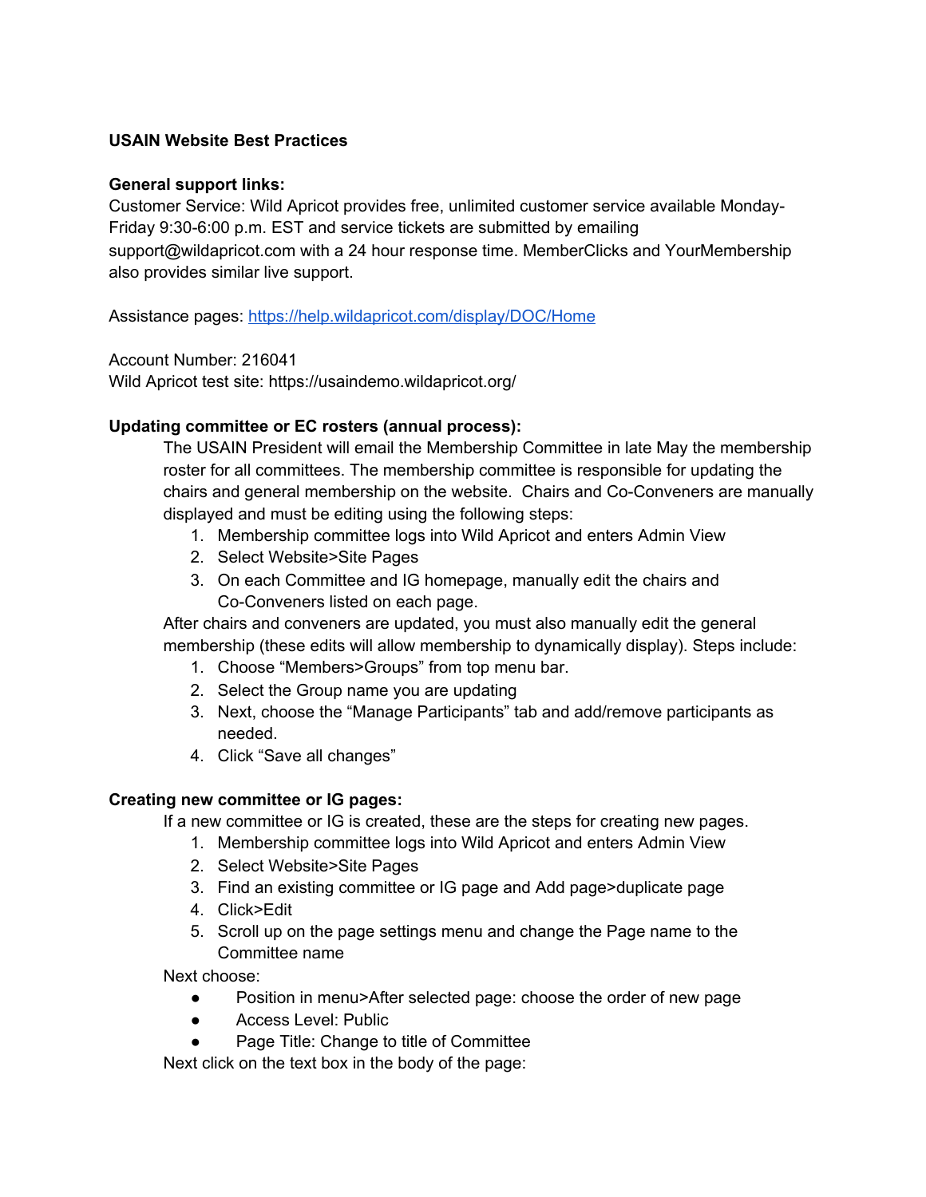**USAIN Website Best Practices**

**General support links:**

Customer Service: Wild Apricot provides free, unlimited customer service available Monday-Friday 9:30-6:00 p.m. EST and service tickets are submitted by emailing support@wildapricot.com with a 24 hour response time. MemberClicks and YourMembership also provides similar live support.

Assistance pages: [https://help.wildapricot.com/display/DOC/Home](https://help.wildapricot.com/display/DOC/Home)

Account Number: 216041
Wild Apricot test site: https://usaindemo.wildapricot.org/

**Updating committee or EC rosters (annual process):**

The USAIN President will email the Membership Committee in late May the membership roster for all committees. The membership committee is responsible for updating the chairs and general membership on the website. Chairs and Co-Conveners are manually displayed and must be editing using the following steps:

1. Membership committee logs into Wild Apricot and enters Admin View
2. Select Website>Site Pages
3. On each Committee and IG homepage, manually edit the chairs and Co-Conveners listed on each page.

After chairs and conveners are updated, you must also manually edit the general membership (these edits will allow membership to dynamically display). Steps include:

1. Choose “Members>Groups” from top menu bar.
2. Select the Group name you are updating
3. Next, choose the “Manage Participants” tab and add/remove participants as needed.
4. Click “Save all changes”

**Creating new committee or IG pages:**

If a new committee or IG is created, these are the steps for creating new pages.

1. Membership committee logs into Wild Apricot and enters Admin View
2. Select Website>Site Pages
3. Find an existing committee or IG page and Add page>duplicate page
4. Click>Edit
5. Scroll up on the page settings menu and change the Page name to the Committee name

Next choose:

- Position in menu>After selected page: choose the order of new page
- Access Level: Public
- Page Title: Change to title of Committee

Next click on the text box in the body of the page: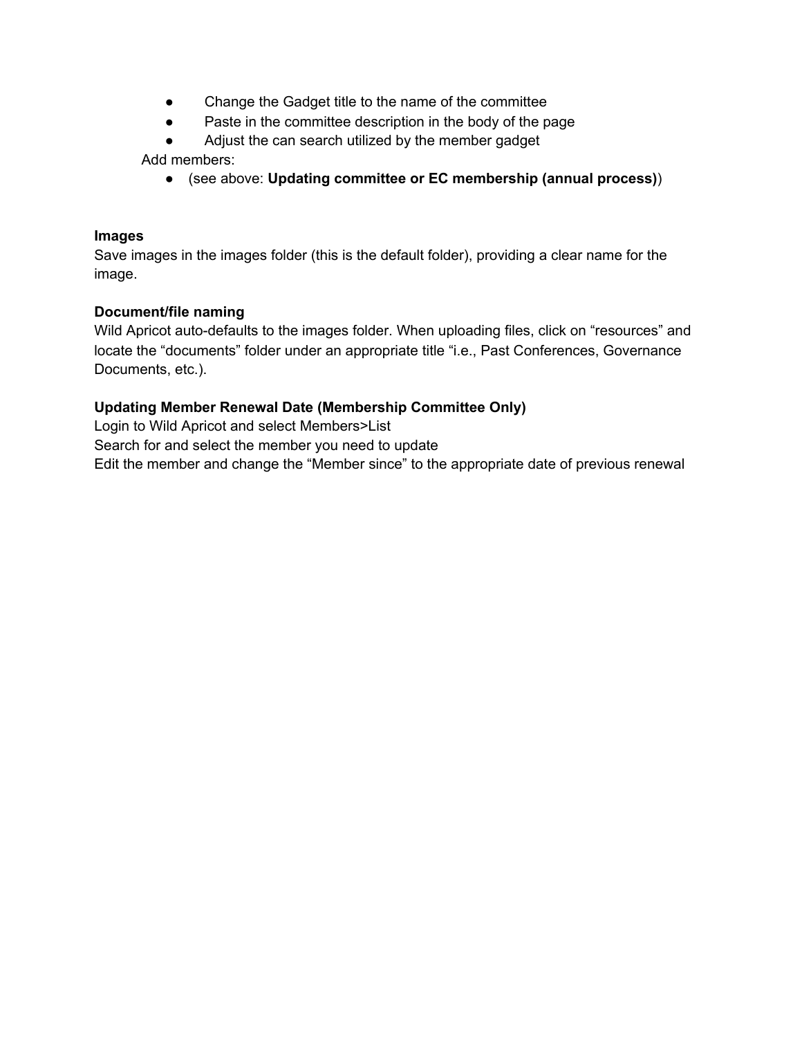- Change the Gadget title to the name of the committee
- Paste in the committee description in the body of the page
- Adjust the can search utilized by the member gadget

Add members:

- (see above: **Updating committee or EC membership (annual process)**)

**Images**
Save images in the images folder (this is the default folder), providing a clear name for the image.

**Document/file naming**
Wild Apricot auto-defaults to the images folder. When uploading files, click on "resources" and locate the "documents" folder under an appropriate title "i.e., Past Conferences, Governance Documents, etc.).

**Updating Member Renewal Date (Membership Committee Only)**
Login to Wild Apricot and select Members>List
Search for and select the member you need to update
Edit the member and change the "Member since" to the appropriate date of previous renewal